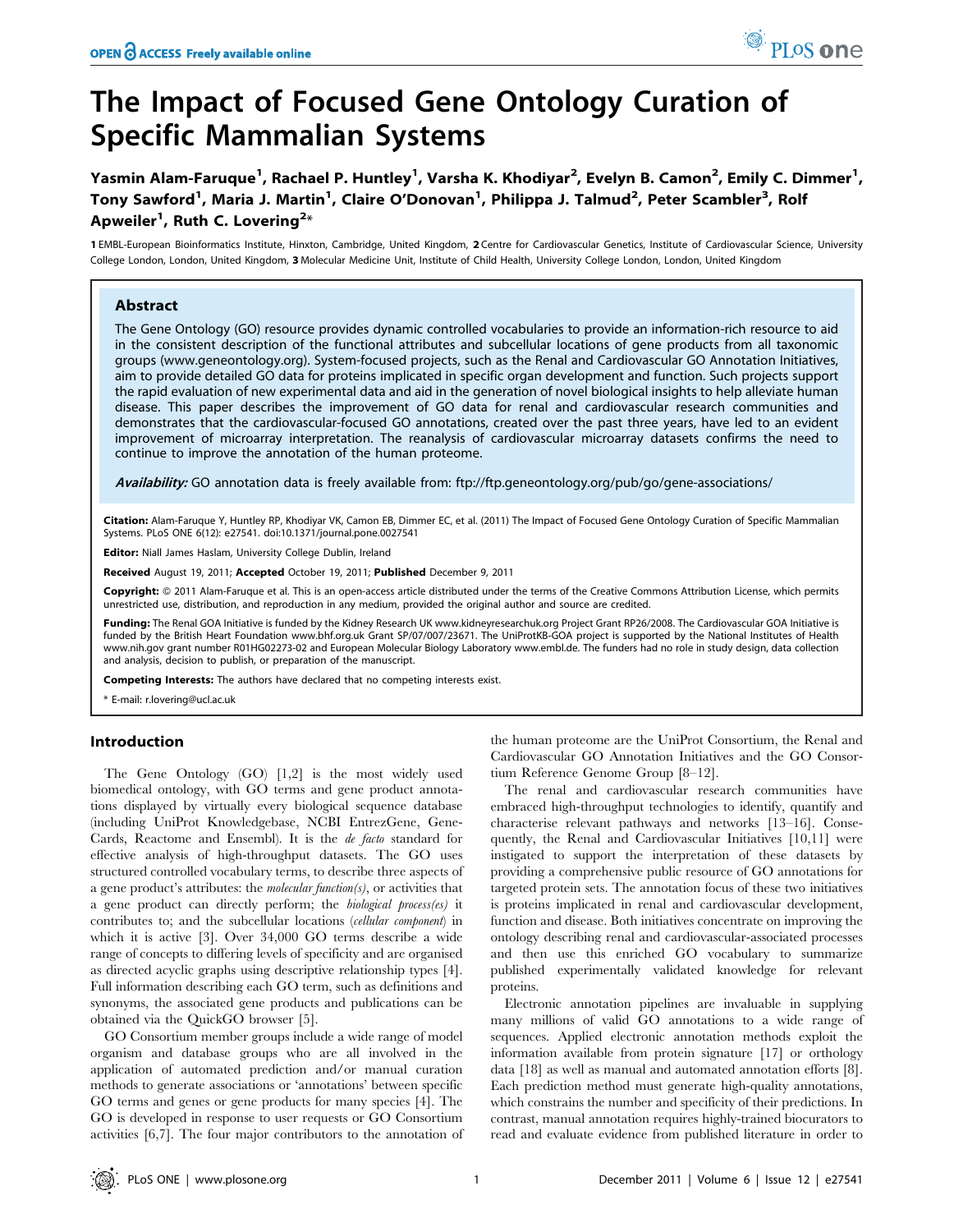# The Impact of Focused Gene Ontology Curation of Specific Mammalian Systems

Yasmin Alam-Faruque[1], Rachael P. Huntley[1], Varsha K. Khodiyar[2], Evelyn B. Camon[2], Emily C. Dimmer[1], Tony Sawford[1], Maria J. Martin[1], Claire O'Donovan[1], Philippa J. Talmud[2], Peter Scambler[3], Rolf Apweiler[1], Ruth C. Lovering[2]*

**1** EMBL-European Bioinformatics Institute, Hinxton, Cambridge, United Kingdom, **2** Centre for Cardiovascular Genetics, Institute of Cardiovascular Science, University College London, London, United Kingdom, **3** Molecular Medicine Unit, Institute of Child Health, University College London, London, United Kingdom

## Abstract

The Gene Ontology (GO) resource provides dynamic controlled vocabularies to provide an information-rich resource to aid in the consistent description of the functional attributes and subcellular locations of gene products from all taxonomic groups (www.geneontology.org). System-focused projects, such as the Renal and Cardiovascular GO Annotation Initiatives, aim to provide detailed GO data for proteins implicated in specific organ development and function. Such projects support the rapid evaluation of new experimental data and aid in the generation of novel biological insights to help alleviate human disease. This paper describes the improvement of GO data for renal and cardiovascular research communities and demonstrates that the cardiovascular-focused GO annotations, created over the past three years, have led to an evident improvement of microarray interpretation. The reanalysis of cardiovascular microarray datasets confirms the need to continue to improve the annotation of the human proteome.

***Availability:*** GO annotation data is freely available from: ftp://ftp.geneontology.org/pub/go/gene-associations/

**Citation:** Alam-Faruque Y, Huntley RP, Khodiyar VK, Camon EB, Dimmer EC, et al. (2011) The Impact of Focused Gene Ontology Curation of Specific Mammalian Systems. PLoS ONE 6(12): e27541. doi:10.1371/journal.pone.0027541

**Editor:** Niall James Haslam, University College Dublin, Ireland

**Received** August 19, 2011; **Accepted** October 19, 2011; **Published** December 9, 2011

**Copyright:** © 2011 Alam-Faruque et al. This is an open-access article distributed under the terms of the Creative Commons Attribution License, which permits unrestricted use, distribution, and reproduction in any medium, provided the original author and source are credited.

**Funding:** The Renal GOA Initiative is funded by the Kidney Research UK www.kidneyresearchuk.org Project Grant RP26/2008. The Cardiovascular GOA Initiative is funded by the British Heart Foundation www.bhf.org.uk Grant SP/07/007/23671. The UniProtKB-GOA project is supported by the National Institutes of Health www.nih.gov grant number R01HG02273-02 and European Molecular Biology Laboratory www.embl.de. The funders had no role in study design, data collection and analysis, decision to publish, or preparation of the manuscript.

**Competing Interests:** The authors have declared that no competing interests exist.

\* E-mail: r.lovering@ucl.ac.uk

## Introduction

The Gene Ontology (GO) [1,2] is the most widely used biomedical ontology, with GO terms and gene product annotations displayed by virtually every biological sequence database (including UniProt Knowledgebase, NCBI EntrezGene, GeneCards, Reactome and Ensembl). It is the *de facto* standard for effective analysis of high-throughput datasets. The GO uses structured controlled vocabulary terms, to describe three aspects of a gene product's attributes: the *molecular function(s)*, or activities that a gene product can directly perform; the *biological process(es)* it contributes to; and the subcellular locations (*cellular component*) in which it is active [3]. Over 34,000 GO terms describe a wide range of concepts to differing levels of specificity and are organised as directed acyclic graphs using descriptive relationship types [4]. Full information describing each GO term, such as definitions and synonyms, the associated gene products and publications can be obtained via the QuickGO browser [5].

GO Consortium member groups include a wide range of model organism and database groups who are all involved in the application of automated prediction and/or manual curation methods to generate associations or 'annotations' between specific GO terms and genes or gene products for many species [4]. The GO is developed in response to user requests or GO Consortium activities [6,7]. The four major contributors to the annotation of the human proteome are the UniProt Consortium, the Renal and Cardiovascular GO Annotation Initiatives and the GO Consortium Reference Genome Group [8–12].

The renal and cardiovascular research communities have embraced high-throughput technologies to identify, quantify and characterise relevant pathways and networks [13–16]. Consequently, the Renal and Cardiovascular Initiatives [10,11] were instigated to support the interpretation of these datasets by providing a comprehensive public resource of GO annotations for targeted protein sets. The annotation focus of these two initiatives is proteins implicated in renal and cardiovascular development, function and disease. Both initiatives concentrate on improving the ontology describing renal and cardiovascular-associated processes and then use this enriched GO vocabulary to summarize published experimentally validated knowledge for relevant proteins.

Electronic annotation pipelines are invaluable in supplying many millions of valid GO annotations to a wide range of sequences. Applied electronic annotation methods exploit the information available from protein signature [17] or orthology data [18] as well as manual and automated annotation efforts [8]. Each prediction method must generate high-quality annotations, which constrains the number and specificity of their predictions. In contrast, manual annotation requires highly-trained biocurators to read and evaluate evidence from published literature in order to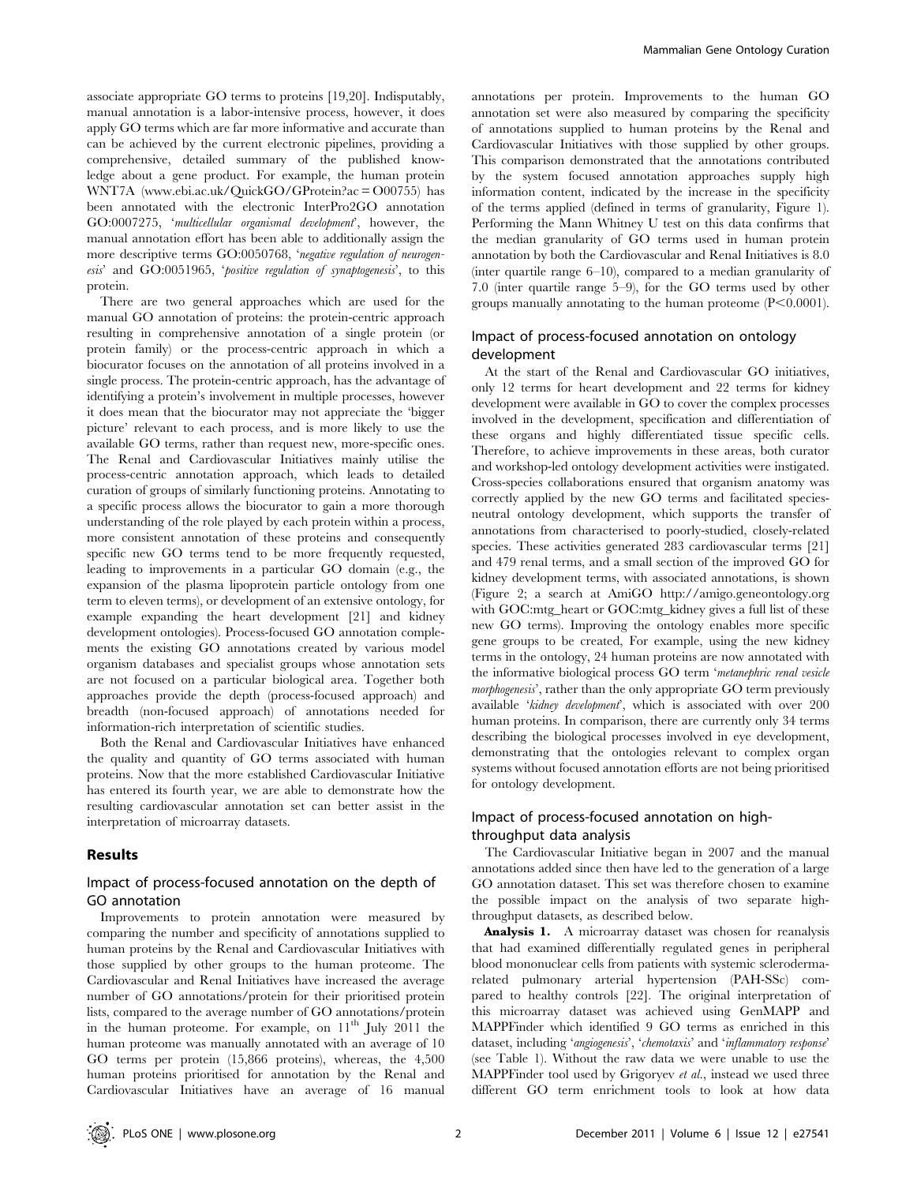associate appropriate GO terms to proteins [19,20]. Indisputably, manual annotation is a labor-intensive process, however, it does apply GO terms which are far more informative and accurate than can be achieved by the current electronic pipelines, providing a comprehensive, detailed summary of the published knowledge about a gene product. For example, the human protein WNT7A (www.ebi.ac.uk/QuickGO/GProtein?ac = O00755) has been annotated with the electronic InterPro2GO annotation GO:0007275, '*multicellular organismal development*', however, the manual annotation effort has been able to additionally assign the more descriptive terms GO:0050768, '*negative regulation of neurogenesis*' and GO:0051965, '*positive regulation of synaptogenesis*', to this protein.

There are two general approaches which are used for the manual GO annotation of proteins: the protein-centric approach resulting in comprehensive annotation of a single protein (or protein family) or the process-centric approach in which a biocurator focuses on the annotation of all proteins involved in a single process. The protein-centric approach, has the advantage of identifying a protein's involvement in multiple processes, however it does mean that the biocurator may not appreciate the 'bigger picture' relevant to each process, and is more likely to use the available GO terms, rather than request new, more-specific ones. The Renal and Cardiovascular Initiatives mainly utilise the process-centric annotation approach, which leads to detailed curation of groups of similarly functioning proteins. Annotating to a specific process allows the biocurator to gain a more thorough understanding of the role played by each protein within a process, more consistent annotation of these proteins and consequently specific new GO terms tend to be more frequently requested, leading to improvements in a particular GO domain (e.g., the expansion of the plasma lipoprotein particle ontology from one term to eleven terms), or development of an extensive ontology, for example expanding the heart development [21] and kidney development ontologies). Process-focused GO annotation complements the existing GO annotations created by various model organism databases and specialist groups whose annotation sets are not focused on a particular biological area. Together both approaches provide the depth (process-focused approach) and breadth (non-focused approach) of annotations needed for information-rich interpretation of scientific studies.

Both the Renal and Cardiovascular Initiatives have enhanced the quality and quantity of GO terms associated with human proteins. Now that the more established Cardiovascular Initiative has entered its fourth year, we are able to demonstrate how the resulting cardiovascular annotation set can better assist in the interpretation of microarray datasets.

## Results

### Impact of process-focused annotation on the depth of GO annotation

Improvements to protein annotation were measured by comparing the number and specificity of annotations supplied to human proteins by the Renal and Cardiovascular Initiatives with those supplied by other groups to the human proteome. The Cardiovascular and Renal Initiatives have increased the average number of GO annotations/protein for their prioritised protein lists, compared to the average number of GO annotations/protein in the human proteome. For example, on 11[th] July 2011 the human proteome was manually annotated with an average of 10 GO terms per protein (15,866 proteins), whereas, the 4,500 human proteins prioritised for annotation by the Renal and Cardiovascular Initiatives have an average of 16 manual annotations per protein. Improvements to the human GO annotation set were also measured by comparing the specificity of annotations supplied to human proteins by the Renal and Cardiovascular Initiatives with those supplied by other groups. This comparison demonstrated that the annotations contributed by the system focused annotation approaches supply high information content, indicated by the increase in the specificity of the terms applied (defined in terms of granularity, Figure 1). Performing the Mann Whitney U test on this data confirms that the median granularity of GO terms used in human protein annotation by both the Cardiovascular and Renal Initiatives is 8.0 (inter quartile range 6–10), compared to a median granularity of 7.0 (inter quartile range 5–9), for the GO terms used by other groups manually annotating to the human proteome ($P<0.0001$).

### Impact of process-focused annotation on ontology development

At the start of the Renal and Cardiovascular GO initiatives, only 12 terms for heart development and 22 terms for kidney development were available in GO to cover the complex processes involved in the development, specification and differentiation of these organs and highly differentiated tissue specific cells. Therefore, to achieve improvements in these areas, both curator and workshop-led ontology development activities were instigated. Cross-species collaborations ensured that organism anatomy was correctly applied by the new GO terms and facilitated species-neutral ontology development, which supports the transfer of annotations from characterised to poorly-studied, closely-related species. These activities generated 283 cardiovascular terms [21] and 479 renal terms, and a small section of the improved GO for kidney development terms, with associated annotations, is shown (Figure 2; a search at AmiGO http://amigo.geneontology.org with GOC:mtg_heart or GOC:mtg_kidney gives a full list of these new GO terms). Improving the ontology enables more specific gene groups to be created, For example, using the new kidney terms in the ontology, 24 human proteins are now annotated with the informative biological process GO term '*metanephric renal vesicle morphogenesis*', rather than the only appropriate GO term previously available '*kidney development*', which is associated with over 200 human proteins. In comparison, there are currently only 34 terms describing the biological processes involved in eye development, demonstrating that the ontologies relevant to complex organ systems without focused annotation efforts are not being prioritised for ontology development.

### Impact of process-focused annotation on high-throughput data analysis

The Cardiovascular Initiative began in 2007 and the manual annotations added since then have led to the generation of a large GO annotation dataset. This set was therefore chosen to examine the possible impact on the analysis of two separate high-throughput datasets, as described below.

**Analysis 1.** A microarray dataset was chosen for reanalysis that had examined differentially regulated genes in peripheral blood mononuclear cells from patients with systemic scleroderma-related pulmonary arterial hypertension (PAH-SSc) compared to healthy controls [22]. The original interpretation of this microarray dataset was achieved using GenMAPP and MAPPFinder which identified 9 GO terms as enriched in this dataset, including '*angiogenesis*', '*chemotaxis*' and '*inflammatory response*' (see Table 1). Without the raw data we were unable to use the MAPPFinder tool used by Grigoryev *et al.*, instead we used three different GO term enrichment tools to look at how data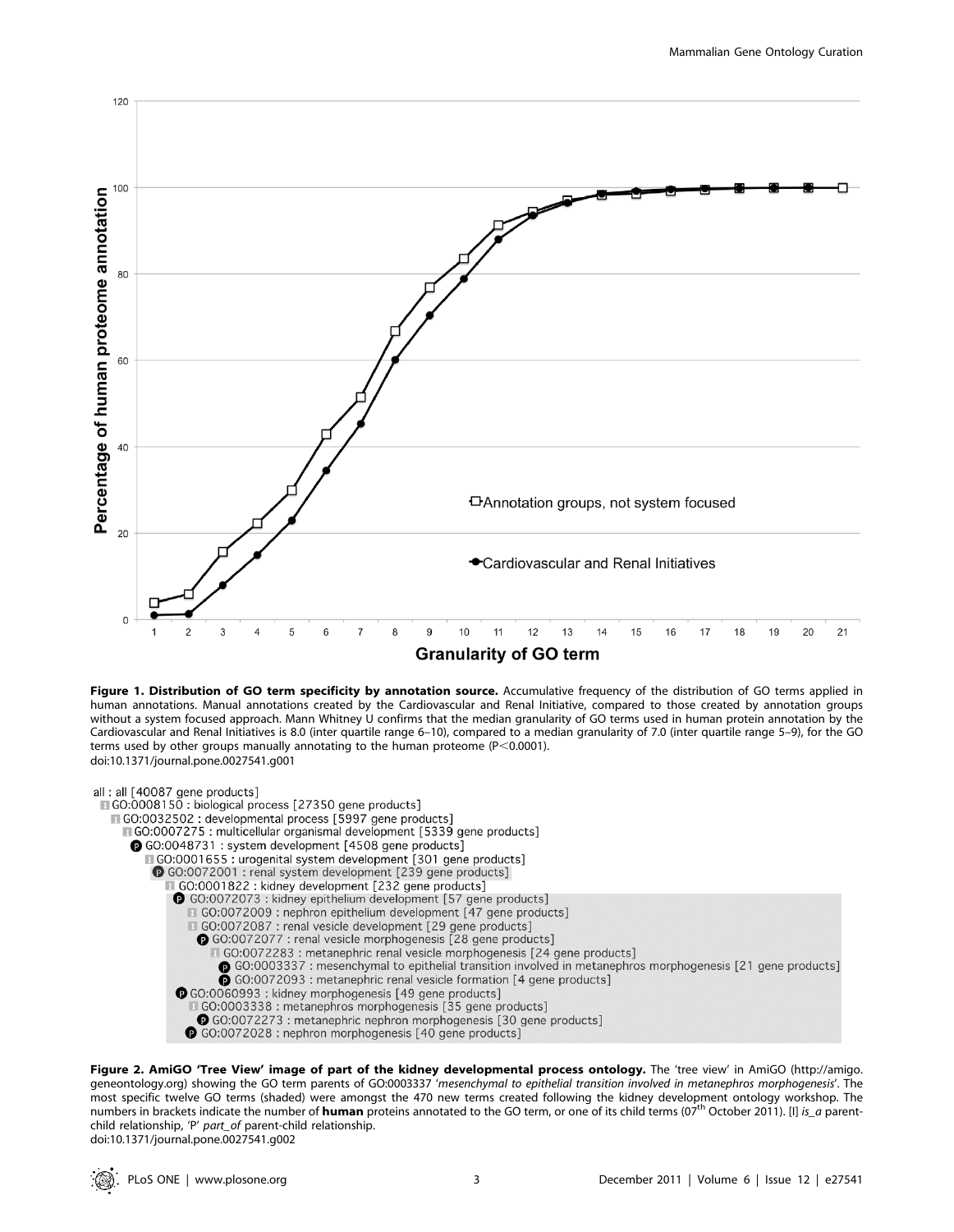120

100

80

60

40

20

0

Percentage of human proteome annotation

1 2 3 4 5 6 7 8 9 10 11 12 13 14 15 16 17 18 19 20 21

**Granularity of GO term**

Annotation groups, not system focused

Cardiovascular and Renal Initiatives

**Figure 1. Distribution of GO term specificity by annotation source.** Accumulative frequency of the distribution of GO terms applied in human annotations. Manual annotations created by the Cardiovascular and Renal Initiative, compared to those created by annotation groups without a system focused approach. Mann Whitney U confirms that the median granularity of GO terms used in human protein annotation by the Cardiovascular and Renal Initiatives is 8.0 (inter quartile range 6–10), compared to a median granularity of 7.0 (inter quartile range 5–9), for the GO terms used by other groups manually annotating to the human proteome ($P<0.0001$).
doi:10.1371/journal.pone.0027541.g001

all : all [40087 gene products]
I GO:0008150 : biological process [27350 gene products]
I GO:0032502 : developmental process [5997 gene products]
I GO:0007275 : multicellular organismal development [5339 gene products]
P GO:0048731 : system development [4508 gene products]
I GO:0001655 : urogenital system development [301 gene products]
P GO:0072001 : renal system development [239 gene products]
I GO:0001822 : kidney development [232 gene products]
P GO:0072073 : kidney epithelium development [57 gene products]
I GO:0072009 : nephron epithelium development [47 gene products]
I GO:0072087 : renal vesicle development [29 gene products]
P GO:0072077 : renal vesicle morphogenesis [28 gene products]
I GO:0072283 : metanephric renal vesicle morphogenesis [24 gene products]
P GO:0003337 : mesenchymal to epithelial transition involved in metanephros morphogenesis [21 gene products]
P GO:0072093 : metanephric renal vesicle formation [4 gene products]
P GO:0060993 : kidney morphogenesis [49 gene products]
I GO:0003338 : metanephros morphogenesis [35 gene products]
P GO:0072273 : metanephric nephron morphogenesis [30 gene products]
P GO:0072028 : nephron morphogenesis [40 gene products]

**Figure 2. AmiGO 'Tree View' image of part of the kidney developmental process ontology.** The 'tree view' in AmiGO (http://amigo.geneontology.org) showing the GO term parents of GO:0003337 '*mesenchymal to epithelial transition involved in metanephros morphogenesis*'. The most specific twelve GO terms (shaded) were amongst the 470 new terms created following the kidney development ontology workshop. The numbers in brackets indicate the number of **human** proteins annotated to the GO term, or one of its child terms (07th October 2011). [I] *is_a* parent-child relationship, 'P' *part_of* parent-child relationship.
doi:10.1371/journal.pone.0027541.g002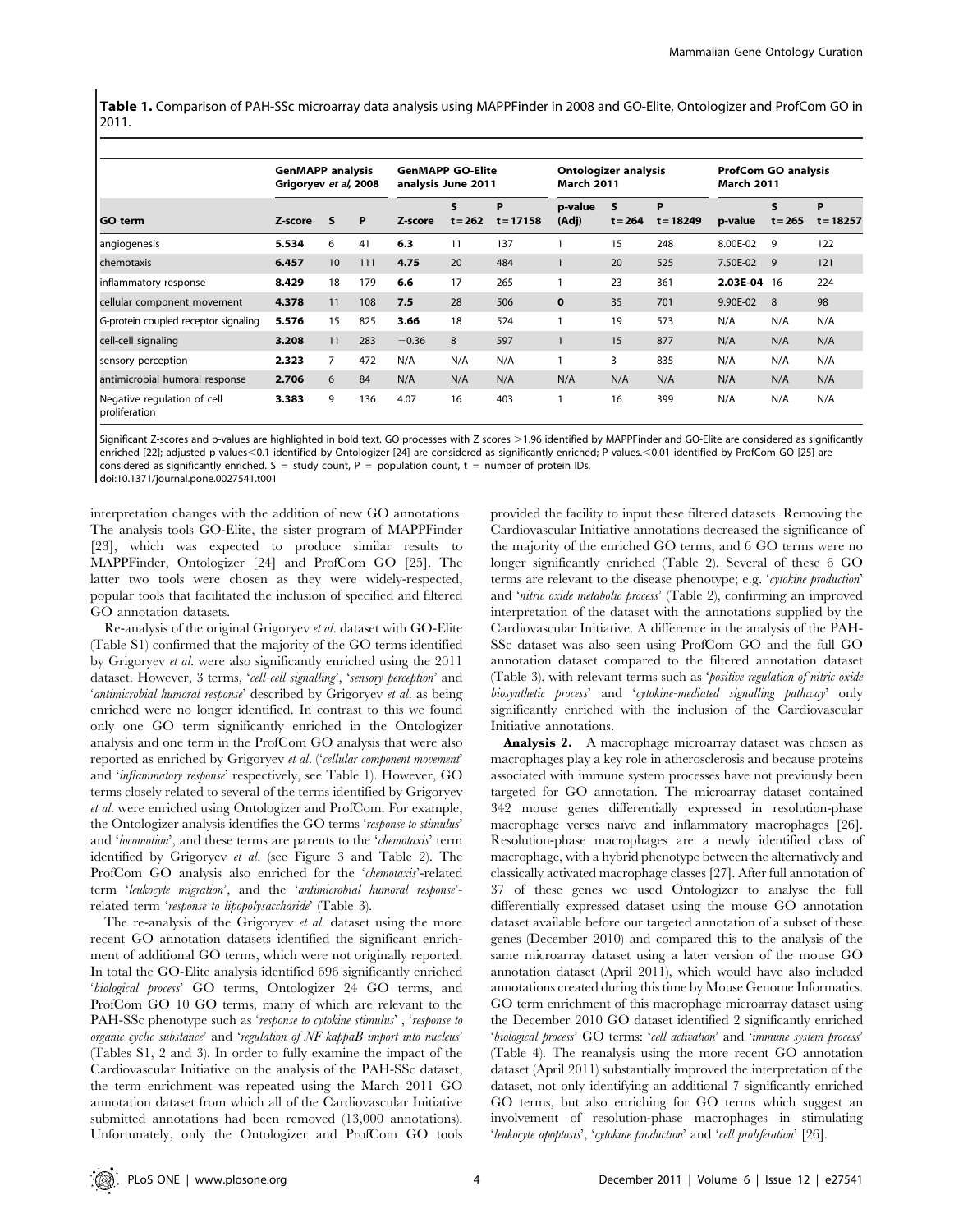**Table 1.** Comparison of PAH-SSc microarray data analysis using MAPPFinder in 2008 and GO-Elite, Ontologizer and ProfCom GO in 2011.

| | GenMAPP analysis Grigoryev *et al*, 2008 | | | GenMAPP GO-Elite analysis June 2011 | | | Ontologizer analysis March 2011 | | | ProfCom GO analysis March 2011 | | |
|---|---|---|---|---|---|---|---|---|---|---|---|---|
| GO term | Z-score | S | P | Z-score | S t = 262 | P t = 17158 | p-value (Adj) | S t = 264 | P t = 18249 | p-value | S t = 265 | P t = 18257 |
| angiogenesis | **5.534** | 6 | 41 | **6.3** | 11 | 137 | 1 | 15 | 248 | 8.00E-02 | 9 | 122 |
| chemotaxis | **6.457** | 10 | 111 | **4.75** | 20 | 484 | 1 | 20 | 525 | 7.50E-02 | 9 | 121 |
| inflammatory response | **8.429** | 18 | 179 | **6.6** | 17 | 265 | 1 | 23 | 361 | **2.03E-04** | 16 | 224 |
| cellular component movement | **4.378** | 11 | 108 | **7.5** | 28 | 506 | **0** | 35 | 701 | 9.90E-02 | 8 | 98 |
| G-protein coupled receptor signaling | **5.576** | 15 | 825 | **3.66** | 18 | 524 | 1 | 19 | 573 | N/A | N/A | N/A |
| cell-cell signaling | **3.208** | 11 | 283 | −0.36 | 8 | 597 | 1 | 15 | 877 | N/A | N/A | N/A |
| sensory perception | **2.323** | 7 | 472 | N/A | N/A | N/A | 1 | 3 | 835 | N/A | N/A | N/A |
| antimicrobial humoral response | **2.706** | 6 | 84 | N/A | N/A | N/A | N/A | N/A | N/A | N/A | N/A | N/A |
| Negative regulation of cell proliferation | **3.383** | 9 | 136 | 4.07 | 16 | 403 | 1 | 16 | 399 | N/A | N/A | N/A |

Significant Z-scores and p-values are highlighted in bold text. GO processes with Z scores >1.96 identified by MAPPFinder and GO-Elite are considered as significantly enriched [22]; adjusted p-values<0.1 identified by Ontologizer [24] are considered as significantly enriched; P-values.<0.01 identified by ProfCom GO [25] are considered as significantly enriched. S = study count, P = population count, t = number of protein IDs.
doi:10.1371/journal.pone.0027541.t001

interpretation changes with the addition of new GO annotations. The analysis tools GO-Elite, the sister program of MAPPFinder [23], which was expected to produce similar results to MAPPFinder, Ontologizer [24] and ProfCom GO [25]. The latter two tools were chosen as they were widely-respected, popular tools that facilitated the inclusion of specified and filtered GO annotation datasets.

Re-analysis of the original Grigoryev *et al.* dataset with GO-Elite (Table S1) confirmed that the majority of the GO terms identified by Grigoryev *et al.* were also significantly enriched using the 2011 dataset. However, 3 terms, '*cell-cell signalling*', '*sensory perception*' and '*antimicrobial humoral response*' described by Grigoryev *et al.* as being enriched were no longer identified. In contrast to this we found only one GO term significantly enriched in the Ontologizer analysis and one term in the ProfCom GO analysis that were also reported as enriched by Grigoryev *et al.* ('*cellular component movement*' and '*inflammatory response*' respectively, see Table 1). However, GO terms closely related to several of the terms identified by Grigoryev *et al.* were enriched using Ontologizer and ProfCom. For example, the Ontologizer analysis identifies the GO terms '*response to stimulus*' and '*locomotion*', and these terms are parents to the '*chemotaxis*' term identified by Grigoryev *et al.* (see Figure 3 and Table 2). The ProfCom GO analysis also enriched for the '*chemotaxis*'-related term '*leukocyte migration*', and the '*antimicrobial humoral response*'-related term '*response to lipopolysaccharide*' (Table 3).

The re-analysis of the Grigoryev *et al.* dataset using the more recent GO annotation datasets identified the significant enrichment of additional GO terms, which were not originally reported. In total the GO-Elite analysis identified 696 significantly enriched '*biological process*' GO terms, Ontologizer 24 GO terms, and ProfCom GO 10 GO terms, many of which are relevant to the PAH-SSc phenotype such as '*response to cytokine stimulus*', '*response to organic cyclic substance*' and '*regulation of NF-kappaB import into nucleus*' (Tables S1, 2 and 3). In order to fully examine the impact of the Cardiovascular Initiative on the analysis of the PAH-SSc dataset, the term enrichment was repeated using the March 2011 GO annotation dataset from which all of the Cardiovascular Initiative submitted annotations had been removed (13,000 annotations). Unfortunately, only the Ontologizer and ProfCom GO tools provided the facility to input these filtered datasets. Removing the Cardiovascular Initiative annotations decreased the significance of the majority of the enriched GO terms, and 6 GO terms were no longer significantly enriched (Table 2). Several of these 6 GO terms are relevant to the disease phenotype; e.g. '*cytokine production*' and '*nitric oxide metabolic process*' (Table 2), confirming an improved interpretation of the dataset with the annotations supplied by the Cardiovascular Initiative. A difference in the analysis of the PAH-SSc dataset was also seen using ProfCom GO and the full GO annotation dataset compared to the filtered annotation dataset (Table 3), with relevant terms such as '*positive regulation of nitric oxide biosynthetic process*' and '*cytokine-mediated signalling pathway*' only significantly enriched with the inclusion of the Cardiovascular Initiative annotations.

**Analysis 2.** A macrophage microarray dataset was chosen as macrophages play a key role in atherosclerosis and because proteins associated with immune system processes have not previously been targeted for GO annotation. The microarray dataset contained 342 mouse genes differentially expressed in resolution-phase macrophage verses naïve and inflammatory macrophages [26]. Resolution-phase macrophages are a newly identified class of macrophage, with a hybrid phenotype between the alternatively and classically activated macrophage classes [27]. After full annotation of 37 of these genes we used Ontologizer to analyse the full differentially expressed dataset using the mouse GO annotation dataset available before our targeted annotation of a subset of these genes (December 2010) and compared this to the analysis of the same microarray dataset using a later version of the mouse GO annotation dataset (April 2011), which would have also included annotations created during this time by Mouse Genome Informatics. GO term enrichment of this macrophage microarray dataset using the December 2010 GO dataset identified 2 significantly enriched '*biological process*' GO terms: '*cell activation*' and '*immune system process*' (Table 4). The reanalysis using the more recent GO annotation dataset (April 2011) substantially improved the interpretation of the dataset, not only identifying an additional 7 significantly enriched GO terms, but also enriching for GO terms which suggest an involvement of resolution-phase macrophages in stimulating '*leukocyte apoptosis*', '*cytokine production*' and '*cell proliferation*' [26].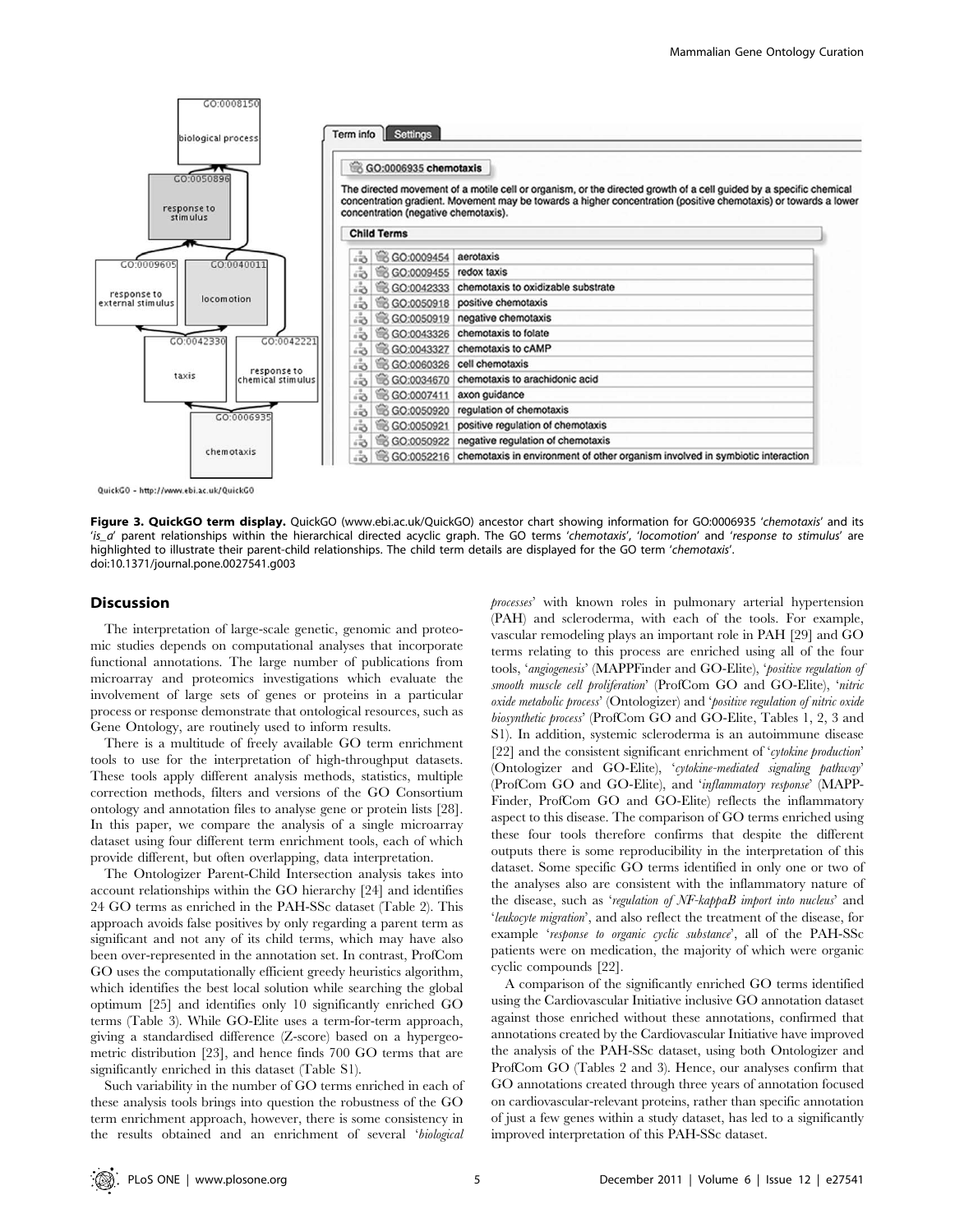GO:0008150

biological process

GO:0050896

response to stimulus

GO:0009605

response to external stimulus

GO:0040011

locomotion

GO:0042330

taxis

GO:0042221

response to chemical stimulus

GO:0006935

chemotaxis

Term info | Settings

GO:0006935 chemotaxis

The directed movement of a motile cell or organism, or the directed growth of a cell guided by a specific chemical concentration gradient. Movement may be towards a higher concentration (positive chemotaxis) or towards a lower concentration (negative chemotaxis).

Child Terms

GO:0009454 aerotaxis

GO:0009455 redox taxis

GO:0042333 chemotaxis to oxidizable substrate

GO:0050918 positive chemotaxis

GO:0050919 negative chemotaxis

GO:0043326 chemotaxis to folate

GO:0043327 chemotaxis to cAMP

GO:0060326 cell chemotaxis

GO:0034670 chemotaxis to arachidonic acid

GO:0007411 axon guidance

GO:0050920 regulation of chemotaxis

GO:0050921 positive regulation of chemotaxis

GO:0050922 negative regulation of chemotaxis

GO:0052216 chemotaxis in environment of other organism involved in symbiotic interaction

QuickGO - http://www.ebi.ac.uk/QuickGO

**Figure 3. QuickGO term display.** QuickGO (www.ebi.ac.uk/QuickGO) ancestor chart showing information for GO:0006935 '*chemotaxis*' and its '*is_a*' parent relationships within the hierarchical directed acyclic graph. The GO terms '*chemotaxis*', '*locomotion*' and '*response to stimulus*' are highlighted to illustrate their parent-child relationships. The child term details are displayed for the GO term '*chemotaxis*'.
doi:10.1371/journal.pone.0027541.g003

## Discussion

The interpretation of large-scale genetic, genomic and proteomic studies depends on computational analyses that incorporate functional annotations. The large number of publications from microarray and proteomics investigations which evaluate the involvement of large sets of genes or proteins in a particular process or response demonstrate that ontological resources, such as Gene Ontology, are routinely used to inform results.

There is a multitude of freely available GO term enrichment tools to use for the interpretation of high-throughput datasets. These tools apply different analysis methods, statistics, multiple correction methods, filters and versions of the GO Consortium ontology and annotation files to analyse gene or protein lists [28]. In this paper, we compare the analysis of a single microarray dataset using four different term enrichment tools, each of which provide different, but often overlapping, data interpretation.

The Ontologizer Parent-Child Intersection analysis takes into account relationships within the GO hierarchy [24] and identifies 24 GO terms as enriched in the PAH-SSc dataset (Table 2). This approach avoids false positives by only regarding a parent term as significant and not any of its child terms, which may have also been over-represented in the annotation set. In contrast, ProfCom GO uses the computationally efficient greedy heuristics algorithm, which identifies the best local solution while searching the global optimum [25] and identifies only 10 significantly enriched GO terms (Table 3). While GO-Elite uses a term-for-term approach, giving a standardised difference (Z-score) based on a hypergeometric distribution [23], and hence finds 700 GO terms that are significantly enriched in this dataset (Table S1).

Such variability in the number of GO terms enriched in each of these analysis tools brings into question the robustness of the GO term enrichment approach, however, there is some consistency in the results obtained and an enrichment of several '*biological processes*' with known roles in pulmonary arterial hypertension (PAH) and scleroderma, with each of the tools. For example, vascular remodeling plays an important role in PAH [29] and GO terms relating to this process are enriched using all of the four tools, '*angiogenesis*' (MAPPFinder and GO-Elite), '*positive regulation of smooth muscle cell proliferation*' (ProfCom GO and GO-Elite), '*nitric oxide metabolic process*' (Ontologizer) and '*positive regulation of nitric oxide biosynthetic process*' (ProfCom GO and GO-Elite, Tables 1, 2, 3 and S1). In addition, systemic scleroderma is an autoimmune disease [22] and the consistent significant enrichment of '*cytokine production*' (Ontologizer and GO-Elite), '*cytokine-mediated signaling pathway*' (ProfCom GO and GO-Elite), and '*inflammatory response*' (MAPPFinder, ProfCom GO and GO-Elite) reflects the inflammatory aspect to this disease. The comparison of GO terms enriched using these four tools therefore confirms that despite the different outputs there is some reproducibility in the interpretation of this dataset. Some specific GO terms identified in only one or two of the analyses also are consistent with the inflammatory nature of the disease, such as '*regulation of NF-kappaB import into nucleus*' and '*leukocyte migration*', and also reflect the treatment of the disease, for example '*response to organic cyclic substance*', all of the PAH-SSc patients were on medication, the majority of which were organic cyclic compounds [22].

A comparison of the significantly enriched GO terms identified using the Cardiovascular Initiative inclusive GO annotation dataset against those enriched without these annotations, confirmed that annotations created by the Cardiovascular Initiative have improved the analysis of the PAH-SSc dataset, using both Ontologizer and ProfCom GO (Tables 2 and 3). Hence, our analyses confirm that GO annotations created through three years of annotation focused on cardiovascular-relevant proteins, rather than specific annotation of just a few genes within a study dataset, has led to a significantly improved interpretation of this PAH-SSc dataset.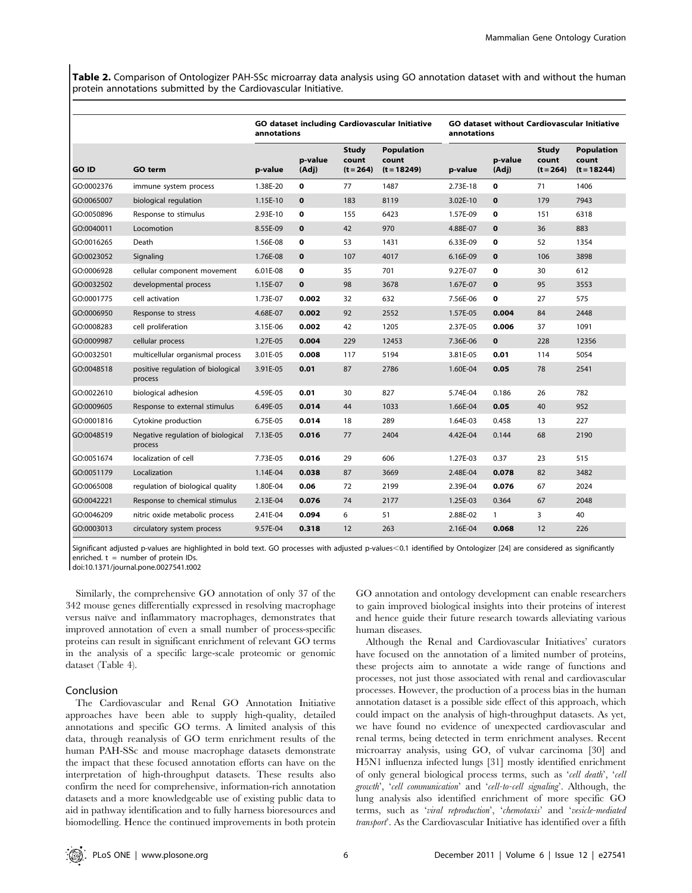**Table 2.** Comparison of Ontologizer PAH-SSc microarray data analysis using GO annotation dataset with and without the human protein annotations submitted by the Cardiovascular Initiative.

| | | GO dataset including Cardiovascular Initiative annotations | | | | GO dataset without Cardiovascular Initiative annotations | | | |
|---|---|---|---|---|---|---|---|---|---|
| GO ID | GO term | p-value | p-value (Adj) | Study count (t = 264) | Population count (t = 18249) | p-value | p-value (Adj) | Study count (t = 264) | Population count (t = 18244) |
| GO:0002376 | immune system process | 1.38E-20 | **0** | 77 | 1487 | 2.73E-18 | **0** | 71 | 1406 |
| GO:0065007 | biological regulation | 1.15E-10 | **0** | 183 | 8119 | 3.02E-10 | **0** | 179 | 7943 |
| GO:0050896 | Response to stimulus | 2.93E-10 | **0** | 155 | 6423 | 1.57E-09 | **0** | 151 | 6318 |
| GO:0040011 | Locomotion | 8.55E-09 | **0** | 42 | 970 | 4.88E-07 | **0** | 36 | 883 |
| GO:0016265 | Death | 1.56E-08 | **0** | 53 | 1431 | 6.33E-09 | **0** | 52 | 1354 |
| GO:0023052 | Signaling | 1.76E-08 | **0** | 107 | 4017 | 6.16E-09 | **0** | 106 | 3898 |
| GO:0006928 | cellular component movement | 6.01E-08 | **0** | 35 | 701 | 9.27E-07 | **0** | 30 | 612 |
| GO:0032502 | developmental process | 1.15E-07 | **0** | 98 | 3678 | 1.67E-07 | **0** | 95 | 3553 |
| GO:0001775 | cell activation | 1.73E-07 | **0.002** | 32 | 632 | 7.56E-06 | **0** | 27 | 575 |
| GO:0006950 | Response to stress | 4.68E-07 | **0.002** | 92 | 2552 | 1.57E-05 | **0.004** | 84 | 2448 |
| GO:0008283 | cell proliferation | 3.15E-06 | **0.002** | 42 | 1205 | 2.37E-05 | **0.006** | 37 | 1091 |
| GO:0009987 | cellular process | 1.27E-05 | **0.004** | 229 | 12453 | 7.36E-06 | **0** | 228 | 12356 |
| GO:0032501 | multicellular organismal process | 3.01E-05 | **0.008** | 117 | 5194 | 3.81E-05 | **0.01** | 114 | 5054 |
| GO:0048518 | positive regulation of biological process | 3.91E-05 | **0.01** | 87 | 2786 | 1.60E-04 | **0.05** | 78 | 2541 |
| GO:0022610 | biological adhesion | 4.59E-05 | **0.01** | 30 | 827 | 5.74E-04 | 0.186 | 26 | 782 |
| GO:0009605 | Response to external stimulus | 6.49E-05 | **0.014** | 44 | 1033 | 1.66E-04 | **0.05** | 40 | 952 |
| GO:0001816 | Cytokine production | 6.75E-05 | **0.014** | 18 | 289 | 1.64E-03 | 0.458 | 13 | 227 |
| GO:0048519 | Negative regulation of biological process | 7.13E-05 | **0.016** | 77 | 2404 | 4.42E-04 | 0.144 | 68 | 2190 |
| GO:0051674 | localization of cell | 7.73E-05 | **0.016** | 29 | 606 | 1.27E-03 | 0.37 | 23 | 515 |
| GO:0051179 | Localization | 1.14E-04 | **0.038** | 87 | 3669 | 2.48E-04 | **0.078** | 82 | 3482 |
| GO:0065008 | regulation of biological quality | 1.80E-04 | **0.06** | 72 | 2199 | 2.39E-04 | **0.076** | 67 | 2024 |
| GO:0042221 | Response to chemical stimulus | 2.13E-04 | **0.076** | 74 | 2177 | 1.25E-03 | 0.364 | 67 | 2048 |
| GO:0046209 | nitric oxide metabolic process | 2.41E-04 | **0.094** | 6 | 51 | 2.88E-02 | 1 | 3 | 40 |
| GO:0003013 | circulatory system process | 9.57E-04 | 0.318 | 12 | 263 | 2.16E-04 | **0.068** | 12 | 226 |

Significant adjusted p-values are highlighted in bold text. GO processes with adjusted p-values<0.1 identified by Ontologizer [24] are considered as significantly enriched. t = number of protein IDs.
doi:10.1371/journal.pone.0027541.t002

Similarly, the comprehensive GO annotation of only 37 of the 342 mouse genes differentially expressed in resolving macrophage versus naïve and inflammatory macrophages, demonstrates that improved annotation of even a small number of process-specific proteins can result in significant enrichment of relevant GO terms in the analysis of a specific large-scale proteomic or genomic dataset (Table 4).

## Conclusion

The Cardiovascular and Renal GO Annotation Initiative approaches have been able to supply high-quality, detailed annotations and specific GO terms. A limited analysis of this data, through reanalysis of GO term enrichment results of the human PAH-SSc and mouse macrophage datasets demonstrate the impact that these focused annotation efforts can have on the interpretation of high-throughput datasets. These results also confirm the need for comprehensive, information-rich annotation datasets and a more knowledgeable use of existing public data to aid in pathway identification and to fully harness bioresources and biomodelling. Hence the continued improvements in both protein GO annotation and ontology development can enable researchers to gain improved biological insights into their proteins of interest and hence guide their future research towards alleviating various human diseases.

Although the Renal and Cardiovascular Initiatives' curators have focused on the annotation of a limited number of proteins, these projects aim to annotate a wide range of functions and processes, not just those associated with renal and cardiovascular processes. However, the production of a process bias in the human annotation dataset is a possible side effect of this approach, which could impact on the analysis of high-throughput datasets. As yet, we have found no evidence of unexpected cardiovascular and renal terms, being detected in term enrichment analyses. Recent microarray analysis, using GO, of vulvar carcinoma [30] and H5N1 influenza infected lungs [31] mostly identified enrichment of only general biological process terms, such as '*cell death*', '*cell growth*', '*cell communication*' and '*cell-to-cell signaling*'. Although, the lung analysis also identified enrichment of more specific GO terms, such as '*viral reproduction*', '*chemotaxis*' and '*vesicle-mediated transport*'. As the Cardiovascular Initiative has identified over a fifth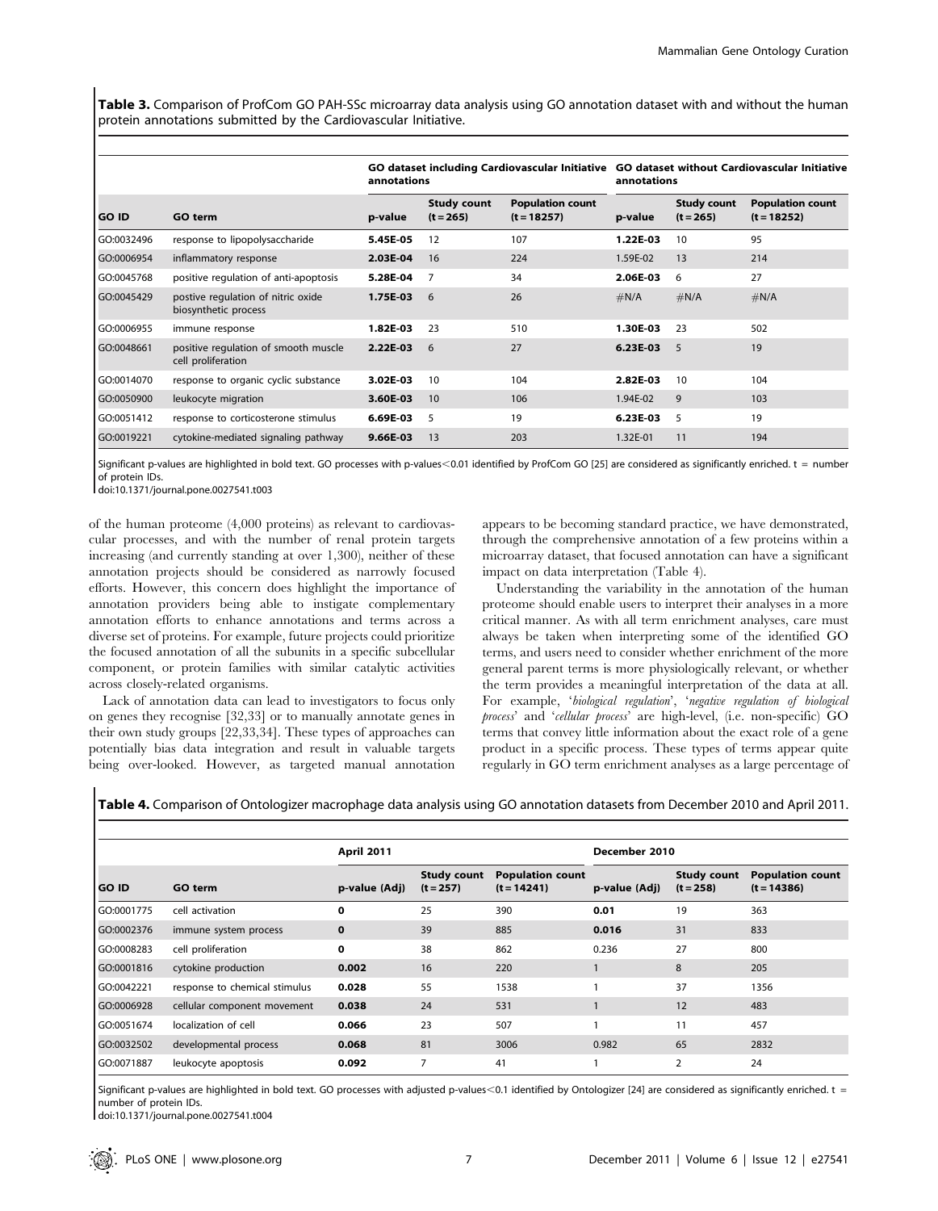**Table 3.** Comparison of ProfCom GO PAH-SSc microarray data analysis using GO annotation dataset with and without the human protein annotations submitted by the Cardiovascular Initiative.

| | | GO dataset including Cardiovascular Initiative annotations | | | GO dataset without Cardiovascular Initiative annotations | | |
|---|---|---|---|---|---|---|---|
| GO ID | GO term | p-value | Study count (t = 265) | Population count (t = 18257) | p-value | Study count (t = 265) | Population count (t = 18252) |
| GO:0032496 | response to lipopolysaccharide | **5.45E-05** | 12 | 107 | **1.22E-03** | 10 | 95 |
| GO:0006954 | inflammatory response | **2.03E-04** | 16 | 224 | 1.59E-02 | 13 | 214 |
| GO:0045768 | positive regulation of anti-apoptosis | **5.28E-04** | 7 | 34 | **2.06E-03** | 6 | 27 |
| GO:0045429 | postive regulation of nitric oxide biosynthetic process | **1.75E-03** | 6 | 26 | #N/A | #N/A | #N/A |
| GO:0006955 | immune response | **1.82E-03** | 23 | 510 | **1.30E-03** | 23 | 502 |
| GO:0048661 | positive regulation of smooth muscle cell proliferation | **2.22E-03** | 6 | 27 | **6.23E-03** | 5 | 19 |
| GO:0014070 | response to organic cyclic substance | **3.02E-03** | 10 | 104 | **2.82E-03** | 10 | 104 |
| GO:0050900 | leukocyte migration | **3.60E-03** | 10 | 106 | 1.94E-02 | 9 | 103 |
| GO:0051412 | response to corticosterone stimulus | **6.69E-03** | 5 | 19 | **6.23E-03** | 5 | 19 |
| GO:0019221 | cytokine-mediated signaling pathway | **9.66E-03** | 13 | 203 | 1.32E-01 | 11 | 194 |

Significant p-values are highlighted in bold text. GO processes with p-values<0.01 identified by ProfCom GO [25] are considered as significantly enriched. t = number of protein IDs.
doi:10.1371/journal.pone.0027541.t003

of the human proteome (4,000 proteins) as relevant to cardiovascular processes, and with the number of renal protein targets increasing (and currently standing at over 1,300), neither of these annotation projects should be considered as narrowly focused efforts. However, this concern does highlight the importance of annotation providers being able to instigate complementary annotation efforts to enhance annotations and terms across a diverse set of proteins. For example, future projects could prioritize the focused annotation of all the subunits in a specific subcellular component, or protein families with similar catalytic activities across closely-related organisms.

Lack of annotation data can lead to investigators to focus only on genes they recognise [32,33] or to manually annotate genes in their own study groups [22,33,34]. These types of approaches can potentially bias data integration and result in valuable targets being over-looked. However, as targeted manual annotation appears to be becoming standard practice, we have demonstrated, through the comprehensive annotation of a few proteins within a microarray dataset, that focused annotation can have a significant impact on data interpretation (Table 4).

Understanding the variability in the annotation of the human proteome should enable users to interpret their analyses in a more critical manner. As with all term enrichment analyses, care must always be taken when interpreting some of the identified GO terms, and users need to consider whether enrichment of the more general parent terms is more physiologically relevant, or whether the term provides a meaningful interpretation of the data at all. For example, '*biological regulation*', '*negative regulation of biological process*' and '*cellular process*' are high-level, (i.e. non-specific) GO terms that convey little information about the exact role of a gene product in a specific process. These types of terms appear quite regularly in GO term enrichment analyses as a large percentage of

**Table 4.** Comparison of Ontologizer macrophage data analysis using GO annotation datasets from December 2010 and April 2011.

| | | April 2011 | | | December 2010 | | |
|---|---|---|---|---|---|---|---|
| GO ID | GO term | p-value (Adj) | Study count (t = 257) | Population count (t = 14241) | p-value (Adj) | Study count (t = 258) | Population count (t = 14386) |
| GO:0001775 | cell activation | **0** | 25 | 390 | **0.01** | 19 | 363 |
| GO:0002376 | immune system process | **0** | 39 | 885 | **0.016** | 31 | 833 |
| GO:0008283 | cell proliferation | **0** | 38 | 862 | 0.236 | 27 | 800 |
| GO:0001816 | cytokine production | **0.002** | 16 | 220 | 1 | 8 | 205 |
| GO:0042221 | response to chemical stimulus | **0.028** | 55 | 1538 | 1 | 37 | 1356 |
| GO:0006928 | cellular component movement | **0.038** | 24 | 531 | 1 | 12 | 483 |
| GO:0051674 | localization of cell | **0.066** | 23 | 507 | 1 | 11 | 457 |
| GO:0032502 | developmental process | **0.068** | 81 | 3006 | 0.982 | 65 | 2832 |
| GO:0071887 | leukocyte apoptosis | **0.092** | 7 | 41 | 1 | 2 | 24 |

Significant p-values are highlighted in bold text. GO processes with adjusted p-values<0.1 identified by Ontologizer [24] are considered as significantly enriched. t = number of protein IDs.
doi:10.1371/journal.pone.0027541.t004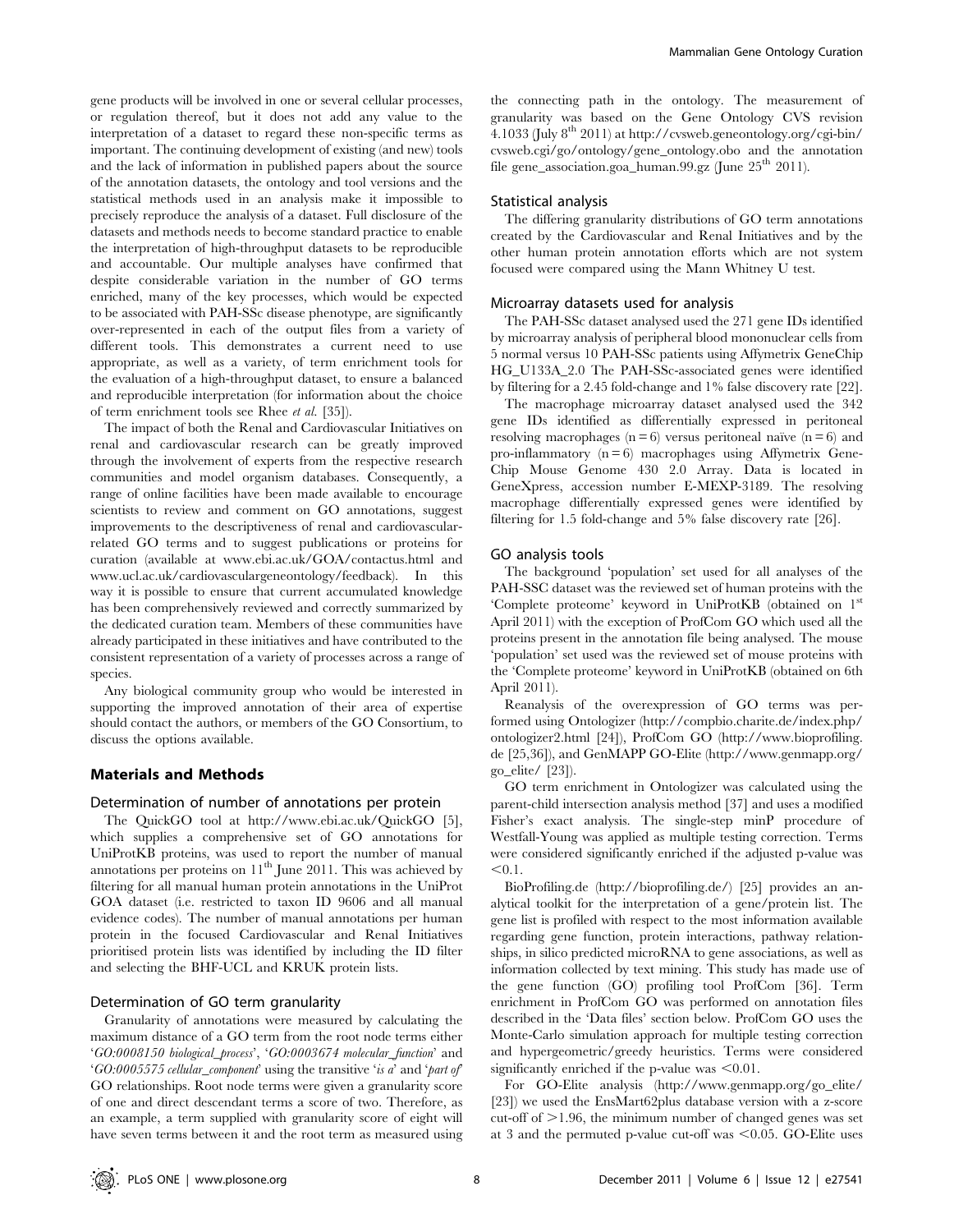gene products will be involved in one or several cellular processes, or regulation thereof, but it does not add any value to the interpretation of a dataset to regard these non-specific terms as important. The continuing development of existing (and new) tools and the lack of information in published papers about the source of the annotation datasets, the ontology and tool versions and the statistical methods used in an analysis make it impossible to precisely reproduce the analysis of a dataset. Full disclosure of the datasets and methods needs to become standard practice to enable the interpretation of high-throughput datasets to be reproducible and accountable. Our multiple analyses have confirmed that despite considerable variation in the number of GO terms enriched, many of the key processes, which would be expected to be associated with PAH-SSc disease phenotype, are significantly over-represented in each of the output files from a variety of different tools. This demonstrates a current need to use appropriate, as well as a variety, of term enrichment tools for the evaluation of a high-throughput dataset, to ensure a balanced and reproducible interpretation (for information about the choice of term enrichment tools see Rhee *et al.* [35]).

The impact of both the Renal and Cardiovascular Initiatives on renal and cardiovascular research can be greatly improved through the involvement of experts from the respective research communities and model organism databases. Consequently, a range of online facilities have been made available to encourage scientists to review and comment on GO annotations, suggest improvements to the descriptiveness of renal and cardiovascular-related GO terms and to suggest publications or proteins for curation (available at www.ebi.ac.uk/GOA/contactus.html and www.ucl.ac.uk/cardiovasculargeneontology/feedback). In this way it is possible to ensure that current accumulated knowledge has been comprehensively reviewed and correctly summarized by the dedicated curation team. Members of these communities have already participated in these initiatives and have contributed to the consistent representation of a variety of processes across a range of species.

Any biological community group who would be interested in supporting the improved annotation of their area of expertise should contact the authors, or members of the GO Consortium, to discuss the options available.

## Materials and Methods

### Determination of number of annotations per protein

The QuickGO tool at http://www.ebi.ac.uk/QuickGO [5], which supplies a comprehensive set of GO annotations for UniProtKB proteins, was used to report the number of manual annotations per proteins on 11th June 2011. This was achieved by filtering for all manual human protein annotations in the UniProt GOA dataset (i.e. restricted to taxon ID 9606 and all manual evidence codes). The number of manual annotations per human protein in the focused Cardiovascular and Renal Initiatives prioritised protein lists was identified by including the ID filter and selecting the BHF-UCL and KRUK protein lists.

### Determination of GO term granularity

Granularity of annotations were measured by calculating the maximum distance of a GO term from the root node terms either '*GO:0008150 biological_process*', '*GO:0003674 molecular_function*' and '*GO:0005575 cellular_component*' using the transitive '*is a*' and '*part of*' GO relationships. Root node terms were given a granularity score of one and direct descendant terms a score of two. Therefore, as an example, a term supplied with granularity score of eight will have seven terms between it and the root term as measured using the connecting path in the ontology. The measurement of granularity was based on the Gene Ontology CVS revision 4.1033 (July 8th 2011) at http://cvsweb.geneontology.org/cgi-bin/cvsweb.cgi/go/ontology/gene_ontology.obo and the annotation file gene_association.goa_human.99.gz (June 25th 2011).

### Statistical analysis

The differing granularity distributions of GO term annotations created by the Cardiovascular and Renal Initiatives and by the other human protein annotation efforts which are not system focused were compared using the Mann Whitney U test.

### Microarray datasets used for analysis

The PAH-SSc dataset analysed used the 271 gene IDs identified by microarray analysis of peripheral blood mononuclear cells from 5 normal versus 10 PAH-SSc patients using Affymetrix GeneChip HG_U133A_2.0 The PAH-SSc-associated genes were identified by filtering for a 2.45 fold-change and 1% false discovery rate [22].

The macrophage microarray dataset analysed used the 342 gene IDs identified as differentially expressed in peritoneal resolving macrophages ($n = 6$) versus peritoneal naïve ($n = 6$) and pro-inflammatory ($n = 6$) macrophages using Affymetrix GeneChip Mouse Genome 430 2.0 Array. Data is located in GeneXpress, accession number E-MEXP-3189. The resolving macrophage differentially expressed genes were identified by filtering for 1.5 fold-change and 5% false discovery rate [26].

### GO analysis tools

The background 'population' set used for all analyses of the PAH-SSC dataset was the reviewed set of human proteins with the 'Complete proteome' keyword in UniProtKB (obtained on 1st April 2011) with the exception of ProfCom GO which used all the proteins present in the annotation file being analysed. The mouse 'population' set used was the reviewed set of mouse proteins with the 'Complete proteome' keyword in UniProtKB (obtained on 6th April 2011).

Reanalysis of the overexpression of GO terms was performed using Ontologizer (http://compbio.charite.de/index.php/ontologizer2.html [24]), ProfCom GO (http://www.bioprofiling.de [25,36]), and GenMAPP GO-Elite (http://www.genmapp.org/go_elite/ [23]).

GO term enrichment in Ontologizer was calculated using the parent-child intersection analysis method [37] and uses a modified Fisher's exact analysis. The single-step minP procedure of Westfall-Young was applied as multiple testing correction. Terms were considered significantly enriched if the adjusted p-value was $<0.1$.

BioProfiling.de (http://bioprofiling.de/) [25] provides an analytical toolkit for the interpretation of a gene/protein list. The gene list is profiled with respect to the most information available regarding gene function, protein interactions, pathway relationships, in silico predicted microRNA to gene associations, as well as information collected by text mining. This study has made use of the gene function (GO) profiling tool ProfCom [36]. Term enrichment in ProfCom GO was performed on annotation files described in the 'Data files' section below. ProfCom GO uses the Monte-Carlo simulation approach for multiple testing correction and hypergeometric/greedy heuristics. Terms were considered significantly enriched if the p-value was $<0.01$.

For GO-Elite analysis (http://www.genmapp.org/go_elite/ [23]) we used the EnsMart62plus database version with a z-score cut-off of $>1.96$, the minimum number of changed genes was set at 3 and the permuted p-value cut-off was $<0.05$. GO-Elite uses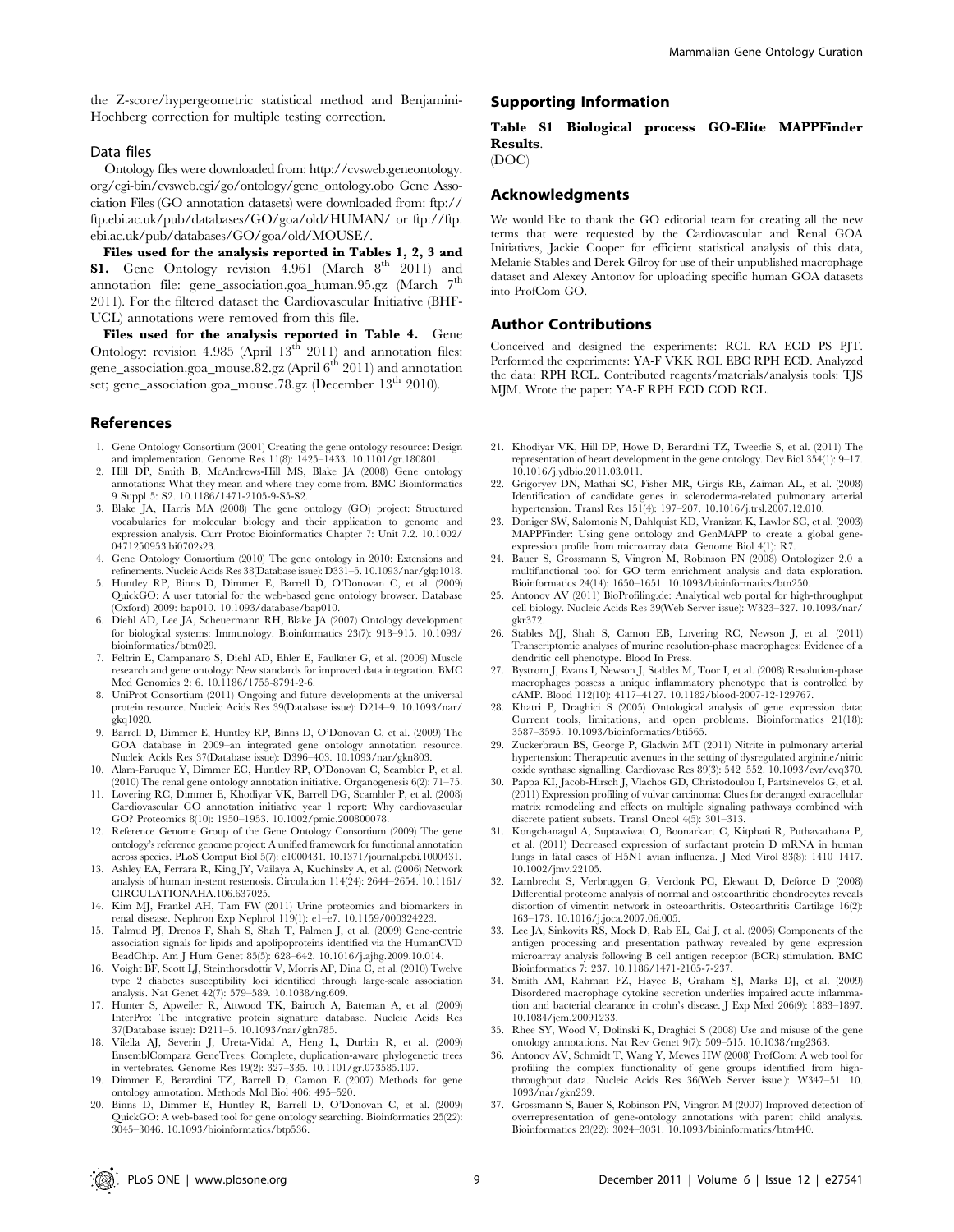the Z-score/hypergeometric statistical method and Benjamini-Hochberg correction for multiple testing correction.

### Data files

Ontology files were downloaded from: http://cvsweb.geneontology.org/cgi-bin/cvsweb.cgi/go/ontology/gene_ontology.obo Gene Association Files (GO annotation datasets) were downloaded from: ftp://ftp.ebi.ac.uk/pub/databases/GO/goa/old/HUMAN/ or ftp://ftp.ebi.ac.uk/pub/databases/GO/goa/old/MOUSE/.

**Files used for the analysis reported in Tables 1, 2, 3 and S1.** Gene Ontology revision 4.961 (March 8th 2011) and annotation file: gene_association.goa_human.95.gz (March 7th 2011). For the filtered dataset the Cardiovascular Initiative (BHF-UCL) annotations were removed from this file.

**Files used for the analysis reported in Table 4.** Gene Ontology: revision 4.985 (April 13th 2011) and annotation files: gene_association.goa_mouse.82.gz (April 6th 2011) and annotation set; gene_association.goa_mouse.78.gz (December 13th 2010).

## Supporting Information

**Table S1 Biological process GO-Elite MAPPFinder Results.**
(DOC)

## Acknowledgments

We would like to thank the GO editorial team for creating all the new terms that were requested by the Cardiovascular and Renal GOA Initiatives, Jackie Cooper for efficient statistical analysis of this data, Melanie Stables and Derek Gilroy for use of their unpublished macrophage dataset and Alexey Antonov for uploading specific human GOA datasets into ProfCom GO.

## Author Contributions

Conceived and designed the experiments: RCL RA ECD PS PJT. Performed the experiments: YA-F VKK RCL EBC RPH ECD. Analyzed the data: RPH RCL. Contributed reagents/materials/analysis tools: TJS MJM. Wrote the paper: YA-F RPH ECD COD RCL.

## References

1. Gene Ontology Consortium (2001) Creating the gene ontology resource: Design and implementation. Genome Res 11(8): 1425–1433. 10.1101/gr.180801.
2. Hill DP, Smith B, McAndrews-Hill MS, Blake JA (2008) Gene ontology annotations: What they mean and where they come from. BMC Bioinformatics 9 Suppl 5: S2. 10.1186/1471-2105-9-S5-S2.
3. Blake JA, Harris MA (2008) The gene ontology (GO) project: Structured vocabularies for molecular biology and their application to genome and expression analysis. Curr Protoc Bioinformatics Chapter 7: Unit 7.2. 10.1002/0471250953.bi0702s23.
4. Gene Ontology Consortium (2010) The gene ontology in 2010: Extensions and refinements. Nucleic Acids Res 38(Database issue): D331–5. 10.1093/nar/gkp1018.
5. Huntley RP, Binns D, Dimmer E, Barrell D, O'Donovan C, et al. (2009) QuickGO: A user tutorial for the web-based gene ontology browser. Database (Oxford) 2009: bap010. 10.1093/database/bap010.
6. Diehl AD, Lee JA, Scheuermann RH, Blake JA (2007) Ontology development for biological systems: Immunology. Bioinformatics 23(7): 913–915. 10.1093/bioinformatics/btm029.
7. Feltrin E, Campanaro S, Diehl AD, Ehler E, Faulkner G, et al. (2009) Muscle research and gene ontology: New standards for improved data integration. BMC Med Genomics 2: 6. 10.1186/1755-8794-2-6.
8. UniProt Consortium (2011) Ongoing and future developments at the universal protein resource. Nucleic Acids Res 39(Database issue): D214–9. 10.1093/nar/gkq1020.
9. Barrell D, Dimmer E, Huntley RP, Binns D, O'Donovan C, et al. (2009) The GOA database in 2009–an integrated gene ontology annotation resource. Nucleic Acids Res 37(Database issue): D396–403. 10.1093/nar/gkn803.
10. Alam-Faruque Y, Dimmer EC, Huntley RP, O'Donovan C, Scambler P, et al. (2010) The renal gene ontology annotation initiative. Organogenesis 6(2): 71–75.
11. Lovering RC, Dimmer E, Khodiyar VK, Barrell DG, Scambler P, et al. (2008) Cardiovascular GO annotation initiative year 1 report: Why cardiovascular GO? Proteomics 8(10): 1950–1953. 10.1002/pmic.200800078.
12. Reference Genome Group of the Gene Ontology Consortium (2009) The gene ontology's reference genome project: A unified framework for functional annotation across species. PLoS Comput Biol 5(7): e1000431. 10.1371/journal.pcbi.1000431.
13. Ashley EA, Ferrara R, King JY, Vailaya A, Kuchinsky A, et al. (2006) Network analysis of human in-stent restenosis. Circulation 114(24): 2644–2654. 10.1161/CIRCULATIONAHA.106.637025.
14. Kim MJ, Frankel AH, Tam FW (2011) Urine proteomics and biomarkers in renal disease. Nephron Exp Nephrol 119(1): e1–e7. 10.1159/000324223.
15. Talmud PJ, Drenos F, Shah S, Shah T, Palmen J, et al. (2009) Gene-centric association signals for lipids and apolipoproteins identified via the HumanCVD BeadChip. Am J Hum Genet 85(5): 628–642. 10.1016/j.ajhg.2009.10.014.
16. Voight BF, Scott LJ, Steinthorsdottir V, Morris AP, Dina C, et al. (2010) Twelve type 2 diabetes susceptibility loci identified through large-scale association analysis. Nat Genet 42(7): 579–589. 10.1038/ng.609.
17. Hunter S, Apweiler R, Attwood TK, Bairoch A, Bateman A, et al. (2009) InterPro: The integrative protein signature database. Nucleic Acids Res 37(Database issue): D211–5. 10.1093/nar/gkn785.
18. Vilella AJ, Severin J, Ureta-Vidal A, Heng L, Durbin R, et al. (2009) EnsemblCompara GeneTrees: Complete, duplication-aware phylogenetic trees in vertebrates. Genome Res 19(2): 327–335. 10.1101/gr.073585.107.
19. Dimmer E, Berardini TZ, Barrell D, Camon E (2007) Methods for gene ontology annotation. Methods Mol Biol 406: 495–520.
20. Binns D, Dimmer E, Huntley R, Barrell D, O'Donovan C, et al. (2009) QuickGO: A web-based tool for gene ontology searching. Bioinformatics 25(22): 3045–3046. 10.1093/bioinformatics/btp536.
21. Khodiyar VK, Hill DP, Howe D, Berardini TZ, Tweedie S, et al. (2011) The representation of heart development in the gene ontology. Dev Biol 354(1): 9–17. 10.1016/j.ydbio.2011.03.011.
22. Grigoryev DN, Mathai SC, Fisher MR, Girgis RE, Zaiman AL, et al. (2008) Identification of candidate genes in scleroderma-related pulmonary arterial hypertension. Transl Res 151(4): 197–207. 10.1016/j.trsl.2007.12.010.
23. Doniger SW, Salomonis N, Dahlquist KD, Vranizan K, Lawlor SC, et al. (2003) MAPPFinder: Using gene ontology and GenMAPP to create a global gene-expression profile from microarray data. Genome Biol 4(1): R7.
24. Bauer S, Grossmann S, Vingron M, Robinson PN (2008) Ontologizer 2.0–a multifunctional tool for GO term enrichment analysis and data exploration. Bioinformatics 24(14): 1650–1651. 10.1093/bioinformatics/btn250.
25. Antonov AV (2011) BioProfiling.de: Analytical web portal for high-throughput cell biology. Nucleic Acids Res 39(Web Server issue): W323–327. 10.1093/nar/gkr372.
26. Stables MJ, Shah S, Camon EB, Lovering RC, Newson J, et al. (2011) Transcriptomic analyses of murine resolution-phase macrophages: Evidence of a dendritic cell phenotype. Blood In Press.
27. Bystrom J, Evans I, Newson J, Stables M, Toor I, et al. (2008) Resolution-phase macrophages possess a unique inflammatory phenotype that is controlled by cAMP. Blood 112(10): 4117–4127. 10.1182/blood-2007-12-129767.
28. Khatri P, Draghici S (2005) Ontological analysis of gene expression data: Current tools, limitations, and open problems. Bioinformatics 21(18): 3587–3595. 10.1093/bioinformatics/bti565.
29. Zuckerbraun BS, George P, Gladwin MT (2011) Nitrite in pulmonary arterial hypertension: Therapeutic avenues in the setting of dysregulated arginine/nitric oxide synthase signalling. Cardiovasc Res 89(3): 542–552. 10.1093/cvr/cvq370.
30. Pappa KI, Jacob-Hirsch J, Vlachos GD, Christodoulou I, Partsinevelos G, et al. (2011) Expression profiling of vulvar carcinoma: Clues for deranged extracellular matrix remodeling and effects on multiple signaling pathways combined with discrete patient subsets. Transl Oncol 4(5): 301–313.
31. Kongchanagul A, Suptawiwat O, Boonarkart C, Kitphati R, Puthavathana P, et al. (2011) Decreased expression of surfactant protein D mRNA in human lungs in fatal cases of H5N1 avian influenza. J Med Virol 83(8): 1410–1417. 10.1002/jmv.22105.
32. Lambrecht S, Verbruggen G, Verdonk PC, Elewaut D, Deforce D (2008) Differential proteome analysis of normal and osteoarthritic chondrocytes reveals distortion of vimentin network in osteoarthritis. Osteoarthritis Cartilage 16(2): 163–173. 10.1016/j.joca.2007.06.005.
33. Lee JA, Sinkovits RS, Mock D, Rab EL, Cai J, et al. (2006) Components of the antigen processing and presentation pathway revealed by gene expression microarray analysis following B cell antigen receptor (BCR) stimulation. BMC Bioinformatics 7: 237. 10.1186/1471-2105-7-237.
34. Smith AM, Rahman FZ, Hayee B, Graham SJ, Marks DJ, et al. (2009) Disordered macrophage cytokine secretion underlies impaired acute inflammation and bacterial clearance in crohn's disease. J Exp Med 206(9): 1883–1897. 10.1084/jem.20091233.
35. Rhee SY, Wood V, Dolinski K, Draghici S (2008) Use and misuse of the gene ontology annotations. Nat Rev Genet 9(7): 509–515. 10.1038/nrg2363.
36. Antonov AV, Schmidt T, Wang Y, Mewes HW (2008) ProfCom: A web tool for profiling the complex functionality of gene groups identified from high-throughput data. Nucleic Acids Res 36(Web Server issue): W347–51. 10.1093/nar/gkn239.
37. Grossmann S, Bauer S, Robinson PN, Vingron M (2007) Improved detection of overrepresentation of gene-ontology annotations with parent child analysis. Bioinformatics 23(22): 3024–3031. 10.1093/bioinformatics/btm440.